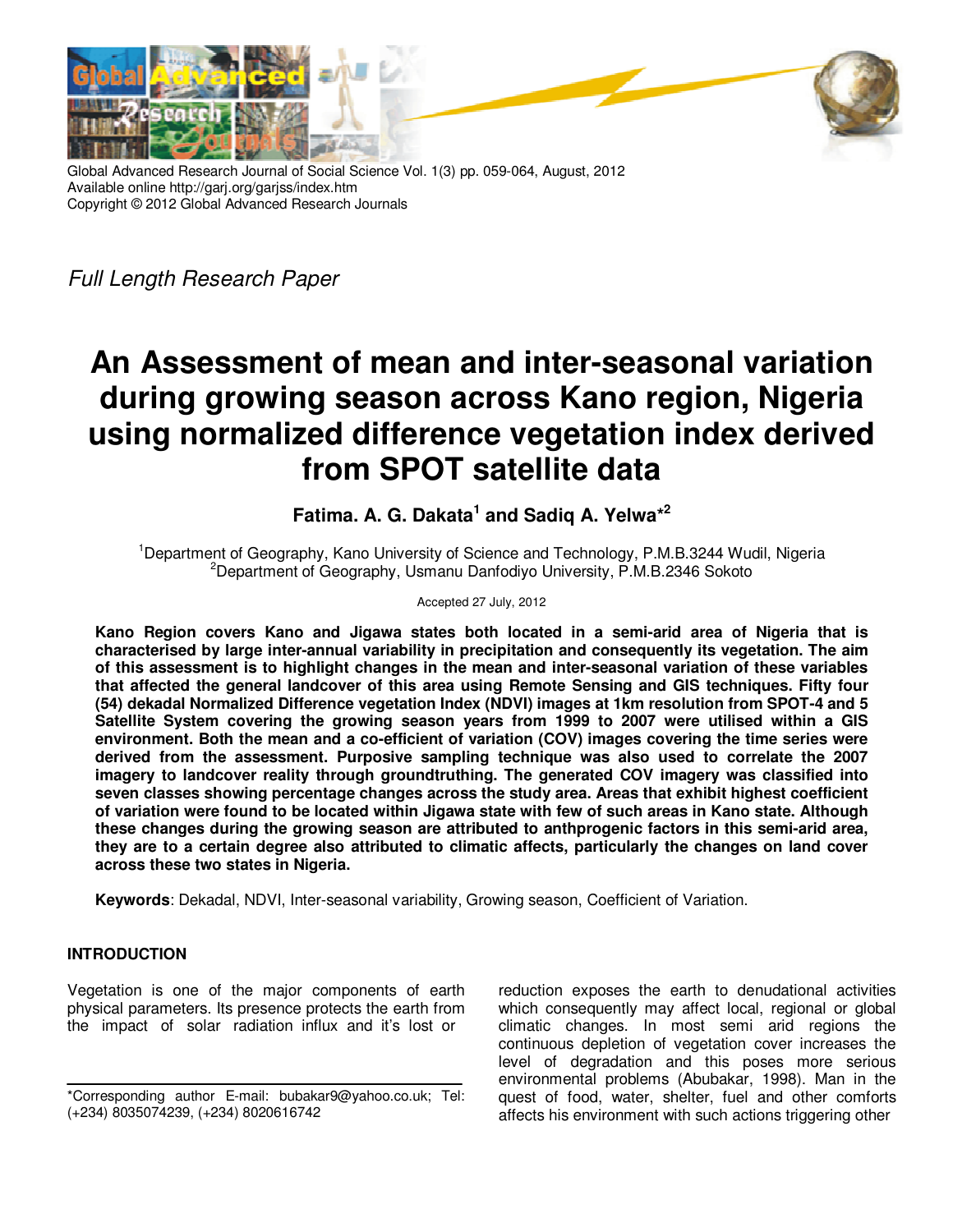*Full Length Research Paper*

# An Assessment of mean and inter-seasonal variation during growing season across Kano region, Nigeria using normalized difference vegetation index derived from SPOT satellite data

**Fatima. A. G. Dakata[1] and Sadiq A. Yelwa*[2]**

[1]Department of Geography, Kano University of Science and Technology, P.M.B.3244 Wudil, Nigeria
[2]Department of Geography, Usmanu Danfodiyo University, P.M.B.2346 Sokoto

Accepted 27 July, 2012

**Kano Region covers Kano and Jigawa states both located in a semi-arid area of Nigeria that is characterised by large inter-annual variability in precipitation and consequently its vegetation. The aim of this assessment is to highlight changes in the mean and inter-seasonal variation of these variables that affected the general landcover of this area using Remote Sensing and GIS techniques. Fifty four (54) dekadal Normalized Difference vegetation Index (NDVI) images at 1km resolution from SPOT-4 and 5 Satellite System covering the growing season years from 1999 to 2007 were utilised within a GIS environment. Both the mean and a co-efficient of variation (COV) images covering the time series were derived from the assessment. Purposive sampling technique was also used to correlate the 2007 imagery to landcover reality through groundtruthing. The generated COV imagery was classified into seven classes showing percentage changes across the study area. Areas that exhibit highest coefficient of variation were found to be located within Jigawa state with few of such areas in Kano state. Although these changes during the growing season are attributed to anthprogenic factors in this semi-arid area, they are to a certain degree also attributed to climatic affects, particularly the changes on land cover across these two states in Nigeria.**

**Keywords**: Dekadal, NDVI, Inter-seasonal variability, Growing season, Coefficient of Variation.

## INTRODUCTION

Vegetation is one of the major components of earth physical parameters. Its presence protects the earth from the impact of solar radiation influx and it's lost or reduction exposes the earth to denudational activities which consequently may affect local, regional or global climatic changes. In most semi arid regions the continuous depletion of vegetation cover increases the level of degradation and this poses more serious environmental problems (Abubakar, 1998). Man in the quest of food, water, shelter, fuel and other comforts affects his environment with such actions triggering other

*Corresponding author E-mail: bubakar9@yahoo.co.uk; Tel: (+234) 8035074239, (+234) 8020616742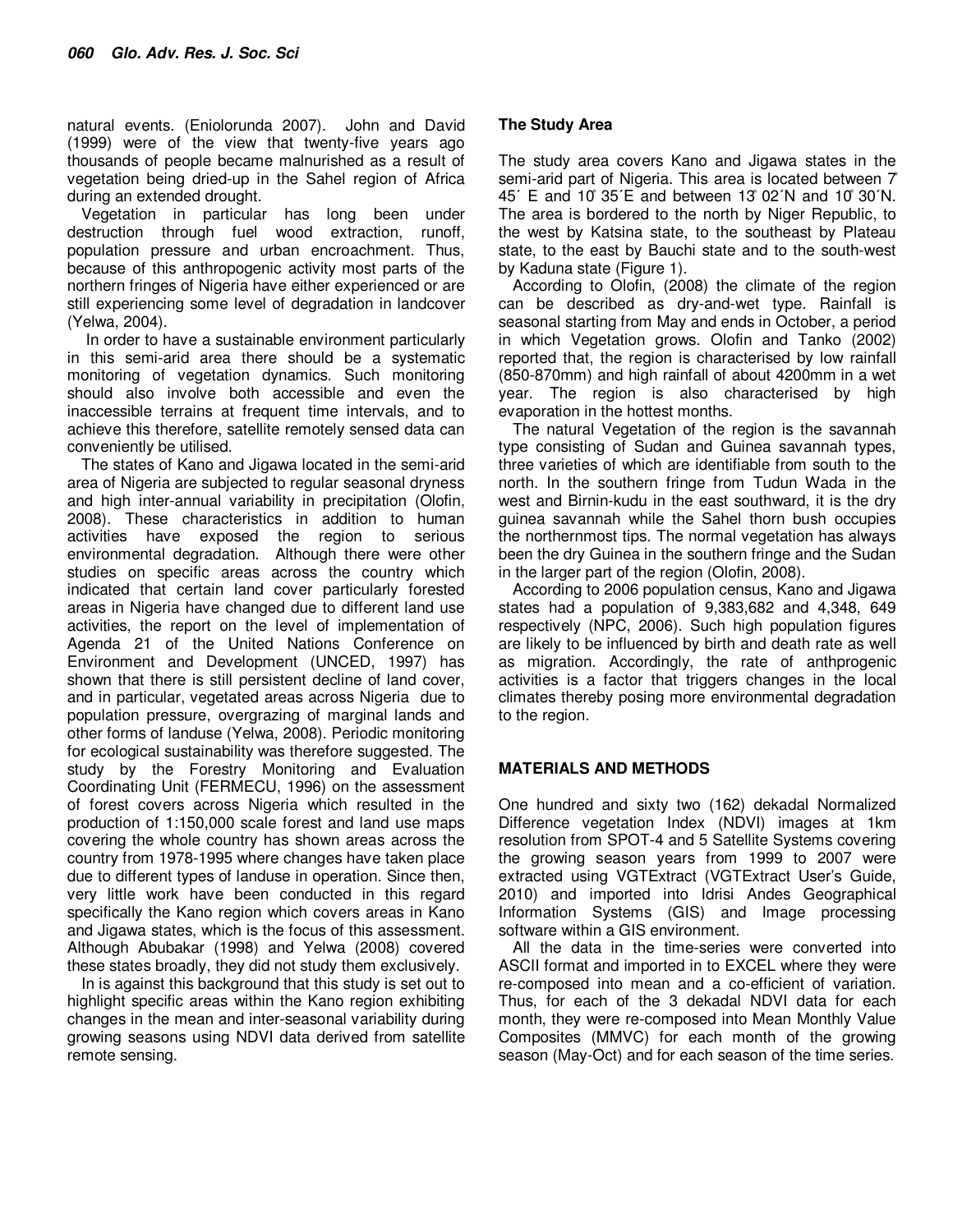natural events. (Eniolorunda 2007). John and David (1999) were of the view that twenty-five years ago thousands of people became malnurished as a result of vegetation being dried-up in the Sahel region of Africa during an extended drought.

Vegetation in particular has long been under destruction through fuel wood extraction, runoff, population pressure and urban encroachment. Thus, because of this anthropogenic activity most parts of the northern fringes of Nigeria have either experienced or are still experiencing some level of degradation in landcover (Yelwa, 2004).

In order to have a sustainable environment particularly in this semi-arid area there should be a systematic monitoring of vegetation dynamics. Such monitoring should also involve both accessible and even the inaccessible terrains at frequent time intervals, and to achieve this therefore, satellite remotely sensed data can conveniently be utilised.

The states of Kano and Jigawa located in the semi-arid area of Nigeria are subjected to regular seasonal dryness and high inter-annual variability in precipitation (Olofin, 2008). These characteristics in addition to human activities have exposed the region to serious environmental degradation. Although there were other studies on specific areas across the country which indicated that certain land cover particularly forested areas in Nigeria have changed due to different land use activities, the report on the level of implementation of Agenda 21 of the United Nations Conference on Environment and Development (UNCED, 1997) has shown that there is still persistent decline of land cover, and in particular, vegetated areas across Nigeria due to population pressure, overgrazing of marginal lands and other forms of landuse (Yelwa, 2008). Periodic monitoring for ecological sustainability was therefore suggested. The study by the Forestry Monitoring and Evaluation Coordinating Unit (FERMECU, 1996) on the assessment of forest covers across Nigeria which resulted in the production of 1:150,000 scale forest and land use maps covering the whole country has shown areas across the country from 1978-1995 where changes have taken place due to different types of landuse in operation. Since then, very little work have been conducted in this regard specifically the Kano region which covers areas in Kano and Jigawa states, which is the focus of this assessment. Although Abubakar (1998) and Yelwa (2008) covered these states broadly, they did not study them exclusively.

In is against this background that this study is set out to highlight specific areas within the Kano region exhibiting changes in the mean and inter-seasonal variability during growing seasons using NDVI data derived from satellite remote sensing.

## The Study Area

The study area covers Kano and Jigawa states in the semi-arid part of Nigeria. This area is located between 7̊ 45´ E and 10̊ 35´E and between 13̊ 02´N and 10̊ 30´N. The area is bordered to the north by Niger Republic, to the west by Katsina state, to the southeast by Plateau state, to the east by Bauchi state and to the south-west by Kaduna state (Figure 1).

According to Olofin, (2008) the climate of the region can be described as dry-and-wet type. Rainfall is seasonal starting from May and ends in October, a period in which Vegetation grows. Olofin and Tanko (2002) reported that, the region is characterised by low rainfall (850-870mm) and high rainfall of about 4200mm in a wet year. The region is also characterised by high evaporation in the hottest months.

The natural Vegetation of the region is the savannah type consisting of Sudan and Guinea savannah types, three varieties of which are identifiable from south to the north. In the southern fringe from Tudun Wada in the west and Birnin-kudu in the east southward, it is the dry guinea savannah while the Sahel thorn bush occupies the northernmost tips. The normal vegetation has always been the dry Guinea in the southern fringe and the Sudan in the larger part of the region (Olofin, 2008).

According to 2006 population census, Kano and Jigawa states had a population of 9,383,682 and 4,348, 649 respectively (NPC, 2006). Such high population figures are likely to be influenced by birth and death rate as well as migration. Accordingly, the rate of anthprogenic activities is a factor that triggers changes in the local climates thereby posing more environmental degradation to the region.

## MATERIALS AND METHODS

One hundred and sixty two (162) dekadal Normalized Difference vegetation Index (NDVI) images at 1km resolution from SPOT-4 and 5 Satellite Systems covering the growing season years from 1999 to 2007 were extracted using VGTExtract (VGTExtract User's Guide, 2010) and imported into Idrisi Andes Geographical Information Systems (GIS) and Image processing software within a GIS environment.

All the data in the time-series were converted into ASCII format and imported in to EXCEL where they were re-composed into mean and a co-efficient of variation. Thus, for each of the 3 dekadal NDVI data for each month, they were re-composed into Mean Monthly Value Composites (MMVC) for each month of the growing season (May-Oct) and for each season of the time series.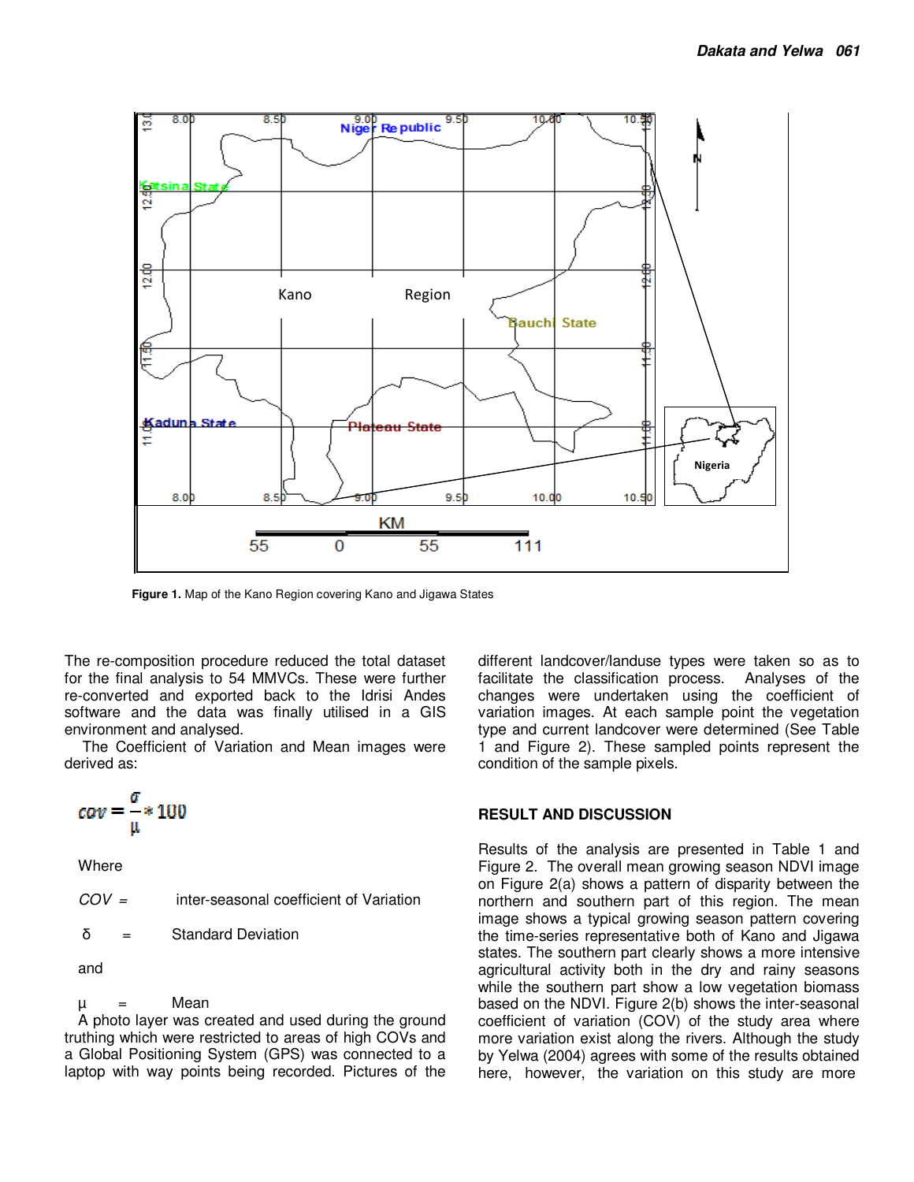Kano Region
Niger Republic
Katsina State
Bauchi State
Kaduna State
Plateau State
Nigeria
N
KM
55 0 55 111
8.00 8.50 9.00 9.50 10.00 10.50
13.00 12.50 12.00 11.50 11.00

**Figure 1.** Map of the Kano Region covering Kano and Jigawa States

The re-composition procedure reduced the total dataset for the final analysis to 54 MMVCs. These were further re-converted and exported back to the Idrisi Andes software and the data was finally utilised in a GIS environment and analysed.

The Coefficient of Variation and Mean images were derived as:

$$cov = \frac{\sigma}{\mu} * 100$$

Where

*COV* = inter-seasonal coefficient of Variation

δ = Standard Deviation

and

μ = Mean

A photo layer was created and used during the ground truthing which were restricted to areas of high COVs and a Global Positioning System (GPS) was connected to a laptop with way points being recorded. Pictures of the different landcover/landuse types were taken so as to facilitate the classification process. Analyses of the changes were undertaken using the coefficient of variation images. At each sample point the vegetation type and current landcover were determined (See Table 1 and Figure 2). These sampled points represent the condition of the sample pixels.

## RESULT AND DISCUSSION

Results of the analysis are presented in Table 1 and Figure 2. The overall mean growing season NDVI image on Figure 2(a) shows a pattern of disparity between the northern and southern part of this region. The mean image shows a typical growing season pattern covering the time-series representative both of Kano and Jigawa states. The southern part clearly shows a more intensive agricultural activity both in the dry and rainy seasons while the southern part show a low vegetation biomass based on the NDVI. Figure 2(b) shows the inter-seasonal coefficient of variation (COV) of the study area where more variation exist along the rivers. Although the study by Yelwa (2004) agrees with some of the results obtained here, however, the variation on this study are more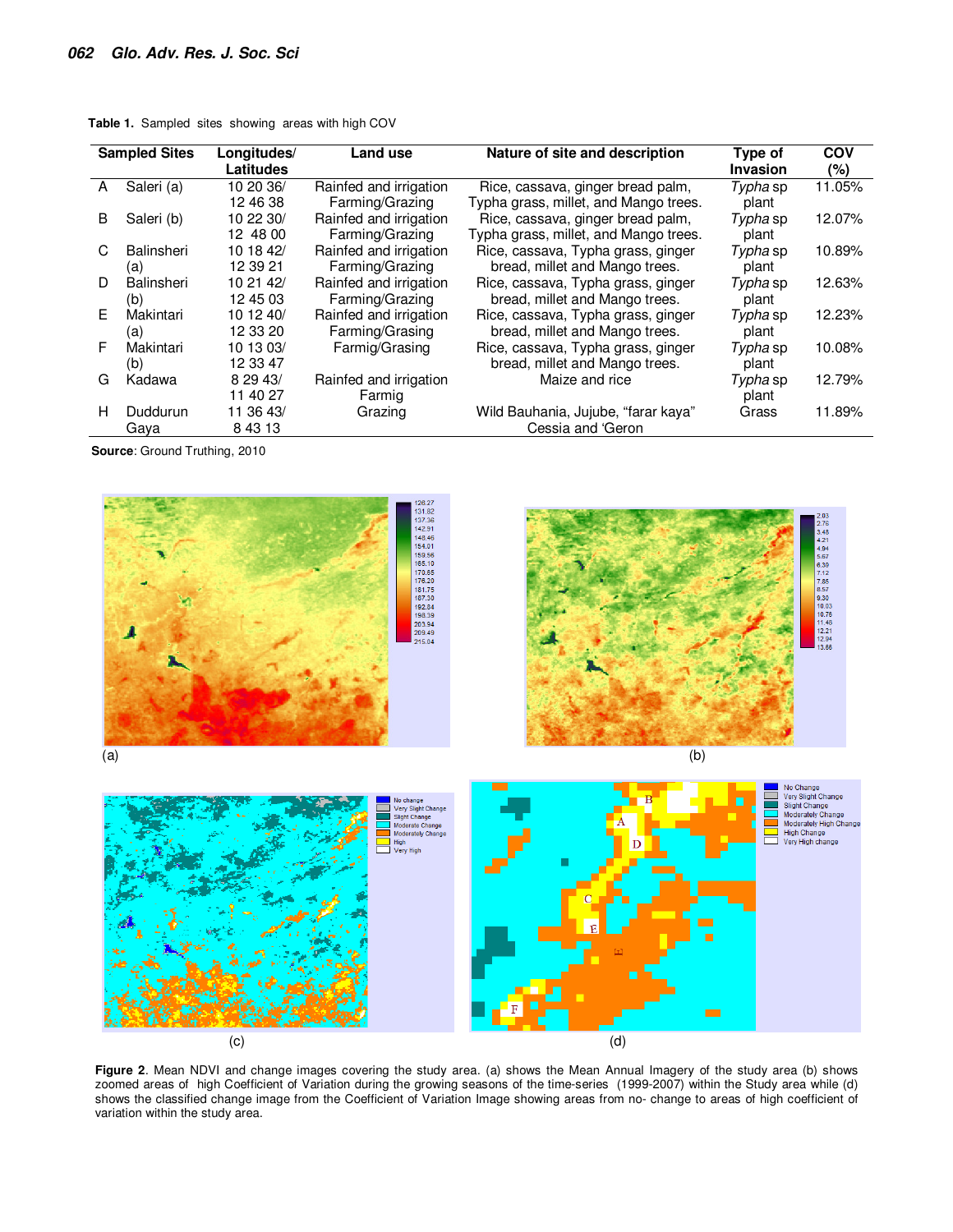**Table 1.** Sampled sites showing areas with high COV

| Sampled Sites | | Longitudes/ Latitudes | Land use | Nature of site and description | Type of Invasion | COV (%) |
|---|---|---|---|---|---|---|
| A | Saleri (a) | 10 20 36/ 12 46 38 | Rainfed and irrigation Farming/Grazing | Rice, cassava, ginger bread palm, Typha grass, millet, and Mango trees. | *Typha* sp plant | 11.05% |
| B | Saleri (b) | 10 22 30/ 12 48 00 | Rainfed and irrigation Farming/Grazing | Rice, cassava, ginger bread palm, Typha grass, millet, and Mango trees. | *Typha* sp plant | 12.07% |
| C | Balinsheri (a) | 10 18 42/ 12 39 21 | Rainfed and irrigation Farming/Grazing | Rice, cassava, Typha grass, ginger bread, millet and Mango trees. | *Typha* sp plant | 10.89% |
| D | Balinsheri (b) | 10 21 42/ 12 45 03 | Rainfed and irrigation Farming/Grazing | Rice, cassava, Typha grass, ginger bread, millet and Mango trees. | *Typha* sp plant | 12.63% |
| E | Makintari (a) | 10 12 40/ 12 33 20 | Rainfed and irrigation Farming/Grasing | Rice, cassava, Typha grass, ginger bread, millet and Mango trees. | *Typha* sp plant | 12.23% |
| F | Makintari (b) | 10 13 03/ 12 33 47 | Farmig/Grasing | Rice, cassava, Typha grass, ginger bread, millet and Mango trees. | *Typha* sp plant | 10.08% |
| G | Kadawa | 8 29 43/ 11 40 27 | Rainfed and irrigation Farmig | Maize and rice | *Typha* sp plant | 12.79% |
| H | Duddurun Gaya | 11 36 43/ 8 43 13 | Grazing | Wild Bauhania, Jujube, "farar kaya" Cessia and 'Geron | Grass | 11.89% |

**Source**: Ground Truthing, 2010

**Figure 2**. Mean NDVI and change images covering the study area. (a) shows the Mean Annual Imagery of the study area (b) shows zoomed areas of high Coefficient of Variation during the growing seasons of the time-series (1999-2007) within the Study area while (d) shows the classified change image from the Coefficient of Variation Image showing areas from no- change to areas of high coefficient of variation within the study area.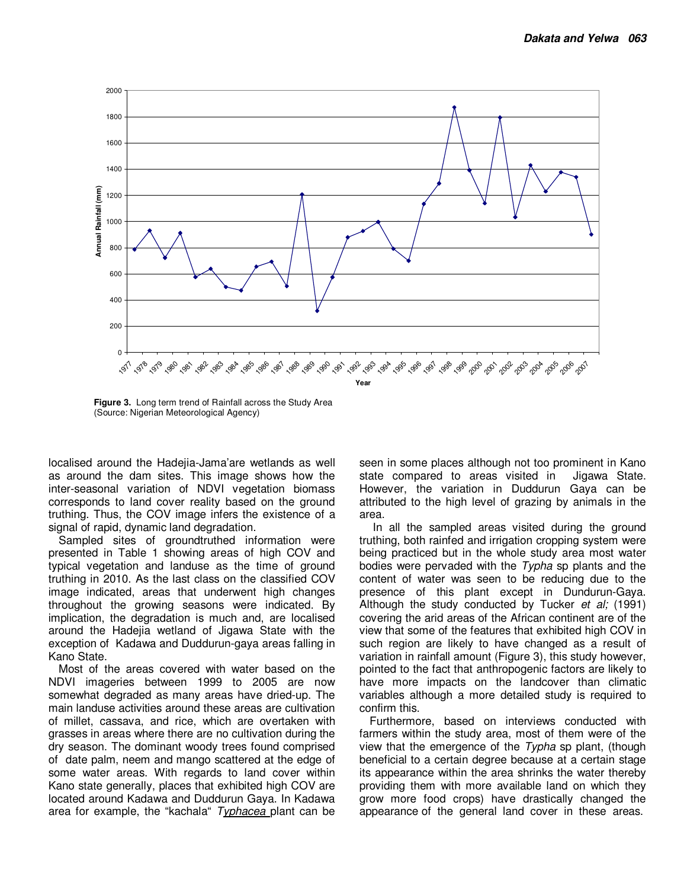2000
1800
1600
1400
1200
1000
800
600
400
200
0

Annual Rainfall (mm)

1977 1978 1979 1980 1981 1982 1983 1984 1985 1986 1987 1988 1989 1990 1991 1992 1993 1994 1995 1996 1997 1998 1999 2000 2001 2002 2003 2004 2005 2006 2007

Year

**Figure 3.** Long term trend of Rainfall across the Study Area (Source: Nigerian Meteorological Agency)

localised around the Hadejia-Jama'are wetlands as well as around the dam sites. This image shows how the inter-seasonal variation of NDVI vegetation biomass corresponds to land cover reality based on the ground truthing. Thus, the COV image infers the existence of a signal of rapid, dynamic land degradation.

Sampled sites of groundtruthed information were presented in Table 1 showing areas of high COV and typical vegetation and landuse as the time of ground truthing in 2010. As the last class on the classified COV image indicated, areas that underwent high changes throughout the growing seasons were indicated. By implication, the degradation is much and, are localised around the Hadejia wetland of Jigawa State with the exception of Kadawa and Duddurun-gaya areas falling in Kano State.

Most of the areas covered with water based on the NDVI imageries between 1999 to 2005 are now somewhat degraded as many areas have dried-up. The main landuse activities around these areas are cultivation of millet, cassava, and rice, which are overtaken with grasses in areas where there are no cultivation during the dry season. The dominant woody trees found comprised of date palm, neem and mango scattered at the edge of some water areas. With regards to land cover within Kano state generally, places that exhibited high COV are located around Kadawa and Duddurun Gaya. In Kadawa area for example, the "kachala" *Typhacea* plant can be seen in some places although not too prominent in Kano state compared to areas visited in Jigawa State. However, the variation in Duddurun Gaya can be attributed to the high level of grazing by animals in the area.

In all the sampled areas visited during the ground truthing, both rainfed and irrigation cropping system were being practiced but in the whole study area most water bodies were pervaded with the *Typha* sp plants and the content of water was seen to be reducing due to the presence of this plant except in Dundurun-Gaya. Although the study conducted by Tucker *et al;* (1991) covering the arid areas of the African continent are of the view that some of the features that exhibited high COV in such region are likely to have changed as a result of variation in rainfall amount (Figure 3), this study however, pointed to the fact that anthropogenic factors are likely to have more impacts on the landcover than climatic variables although a more detailed study is required to confirm this.

Furthermore, based on interviews conducted with farmers within the study area, most of them were of the view that the emergence of the *Typha* sp plant, (though beneficial to a certain degree because at a certain stage its appearance within the area shrinks the water thereby providing them with more available land on which they grow more food crops) have drastically changed the appearance of the general land cover in these areas.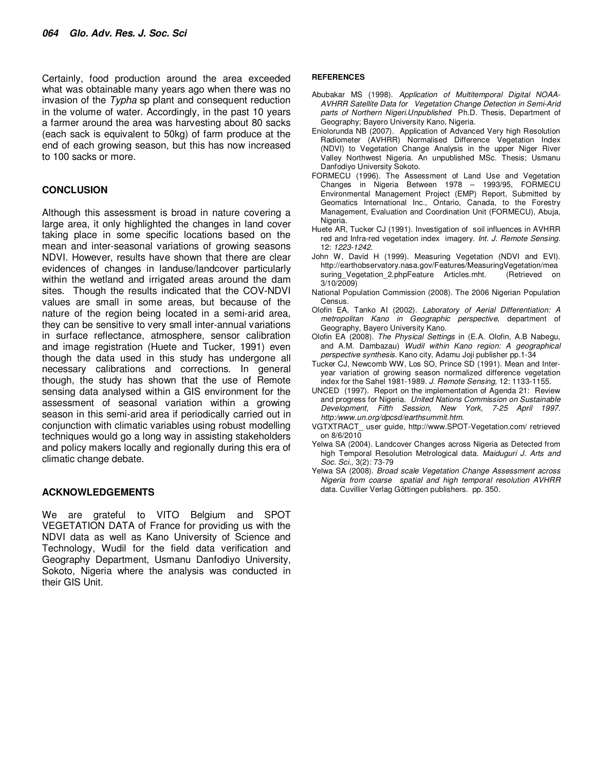Certainly, food production around the area exceeded what was obtainable many years ago when there was no invasion of the *Typha* sp plant and consequent reduction in the volume of water. Accordingly, in the past 10 years a farmer around the area was harvesting about 80 sacks (each sack is equivalent to 50kg) of farm produce at the end of each growing season, but this has now increased to 100 sacks or more.

## CONCLUSION

Although this assessment is broad in nature covering a large area, it only highlighted the changes in land cover taking place in some specific locations based on the mean and inter-seasonal variations of growing seasons NDVI. However, results have shown that there are clear evidences of changes in landuse/landcover particularly within the wetland and irrigated areas around the dam sites. Though the results indicated that the COV-NDVI values are small in some areas, but because of the nature of the region being located in a semi-arid area, they can be sensitive to very small inter-annual variations in surface reflectance, atmosphere, sensor calibration and image registration (Huete and Tucker, 1991) even though the data used in this study has undergone all necessary calibrations and corrections. In general though, the study has shown that the use of Remote sensing data analysed within a GIS environment for the assessment of seasonal variation within a growing season in this semi-arid area if periodically carried out in conjunction with climatic variables using robust modelling techniques would go a long way in assisting stakeholders and policy makers locally and regionally during this era of climatic change debate.

## ACKNOWLEDGEMENTS

We are grateful to VITO Belgium and SPOT VEGETATION DATA of France for providing us with the NDVI data as well as Kano University of Science and Technology, Wudil for the field data verification and Geography Department, Usmanu Danfodiyo University, Sokoto, Nigeria where the analysis was conducted in their GIS Unit.

## REFERENCES

Abubakar MS (1998). *Application of Multitemporal Digital NOAA-AVHRR Satellite Data for Vegetation Change Detection in Semi-Arid parts of Northern Nigeri.Unpublished* Ph.D. Thesis, Department of Geography; Bayero University Kano, Nigeria.

Eniolorunda NB (2007). Application of Advanced Very high Resolution Radiometer (AVHRR) Normalised Difference Vegetation Index (NDVI) to Vegetation Change Analysis in the upper Niger River Valley Northwest Nigeria. An unpublished MSc. Thesis; Usmanu Danfodiyo University Sokoto.

FORMECU (1996). The Assessment of Land Use and Vegetation Changes in Nigeria Between 1978 – 1993/95, FORMECU Environmental Management Project (EMP) Report, Submitted by Geomatics International Inc., Ontario, Canada, to the Forestry Management, Evaluation and Coordination Unit (FORMECU), Abuja, Nigeria.

Huete AR, Tucker CJ (1991). Investigation of soil influences in AVHRR red and Infra-red vegetation index imagery. *Int. J. Remote Sensing.* 12: *1223-1242.*

John W, David H (1999). Measuring Vegetation (NDVI and EVI). http://earthobservatory.nasa.gov/Features/MeasuringVegetation/measuring_Vegetation_2.phpFeature Articles.mht. (Retrieved on 3/10/2009)

National Population Commission (2008). The 2006 Nigerian Population Census.

Olofin EA, Tanko AI (2002). *Laboratory of Aerial Differentiation: A metropolitan Kano in Geographic perspective,* department of Geography, Bayero University Kano.

Olofin EA (2008). *The Physical Settings* in (E.A. Olofin, A.B Nabegu, and A.M. Dambazau) *Wudil within Kano region: A geographical perspective synthesis.* Kano city, Adamu Joji publisher pp.1-34

Tucker CJ, Newcomb WW, Los SO, Prince SD (1991). Mean and Inter-year variation of growing season normalized difference vegetation index for the Sahel 1981-1989. *J. Remote Sensing,* 12: 1133-1155.

UNCED (1997). Report on the implementation of Agenda 21: Review and progress for Nigeria. *United Nations Commission on Sustainable Development, Fifth Session, New York, 7-25 April 1997. http:/www.un.org/dpcsd/earthsummit.htm.*

VGTXTRACT_ user guide, http://www.SPOT-Vegetation.com/ retrieved on 8/6/2010

Yelwa SA (2004). Landcover Changes across Nigeria as Detected from high Temporal Resolution Metrological data. *Maiduguri J. Arts and Soc. Sci.,* 3(2): 73-79

Yelwa SA (2008). *Broad scale Vegetation Change Assessment across Nigeria from coarse spatial and high temporal resolution AVHRR* data. Cuvillier Verlag Göttingen publishers. pp. 350.